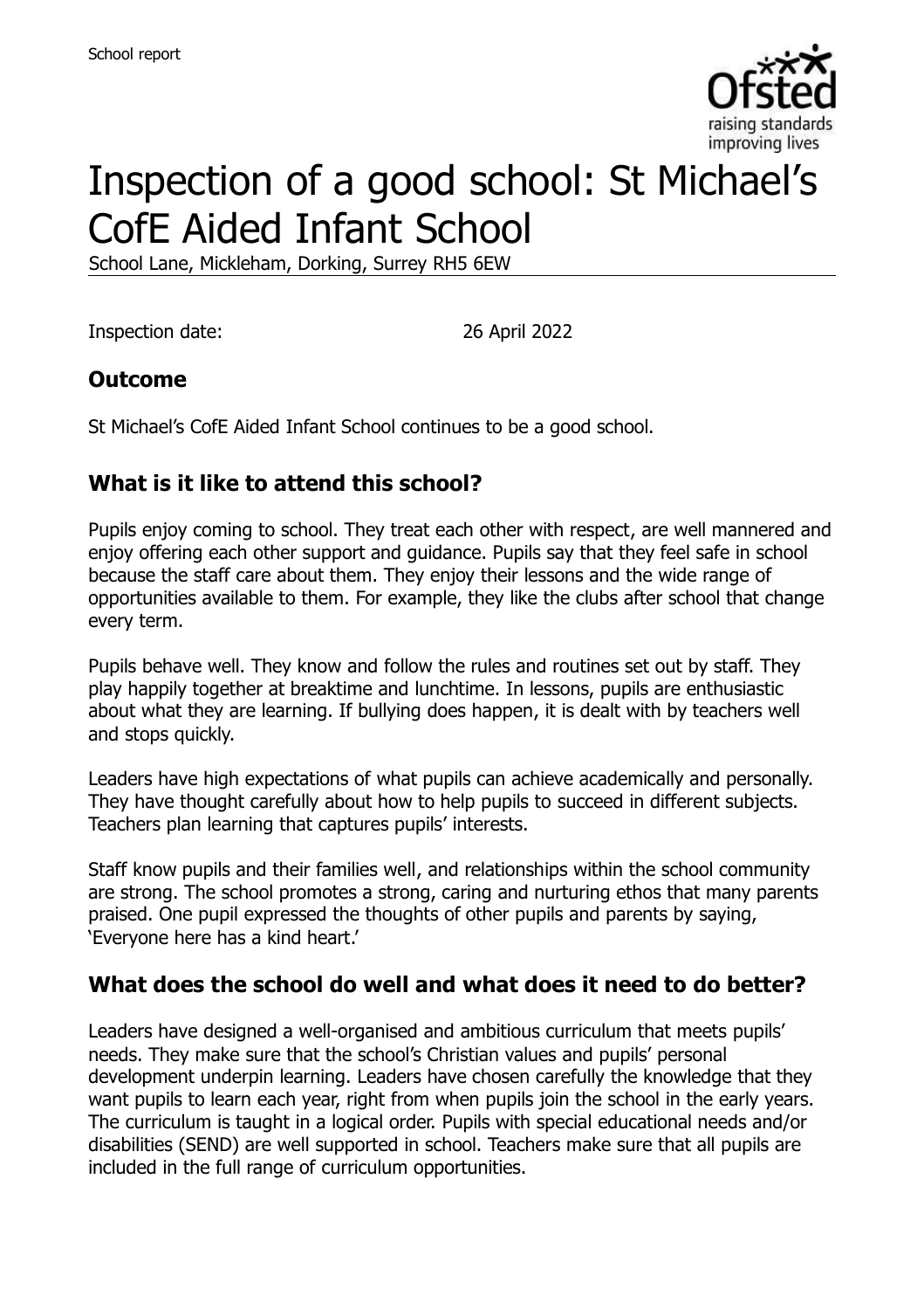School report

# Inspection of a good school: St Michael's CofE Aided Infant School

School Lane, Mickleham, Dorking, Surrey RH5 6EW

Inspection date: 26 April 2022

## Outcome

St Michael's CofE Aided Infant School continues to be a good school.

## What is it like to attend this school?

Pupils enjoy coming to school. They treat each other with respect, are well mannered and enjoy offering each other support and guidance. Pupils say that they feel safe in school because the staff care about them. They enjoy their lessons and the wide range of opportunities available to them. For example, they like the clubs after school that change every term.

Pupils behave well. They know and follow the rules and routines set out by staff. They play happily together at breaktime and lunchtime. In lessons, pupils are enthusiastic about what they are learning. If bullying does happen, it is dealt with by teachers well and stops quickly.

Leaders have high expectations of what pupils can achieve academically and personally. They have thought carefully about how to help pupils to succeed in different subjects. Teachers plan learning that captures pupils' interests.

Staff know pupils and their families well, and relationships within the school community are strong. The school promotes a strong, caring and nurturing ethos that many parents praised. One pupil expressed the thoughts of other pupils and parents by saying, 'Everyone here has a kind heart.'

## What does the school do well and what does it need to do better?

Leaders have designed a well-organised and ambitious curriculum that meets pupils' needs. They make sure that the school's Christian values and pupils' personal development underpin learning. Leaders have chosen carefully the knowledge that they want pupils to learn each year, right from when pupils join the school in the early years. The curriculum is taught in a logical order. Pupils with special educational needs and/or disabilities (SEND) are well supported in school. Teachers make sure that all pupils are included in the full range of curriculum opportunities.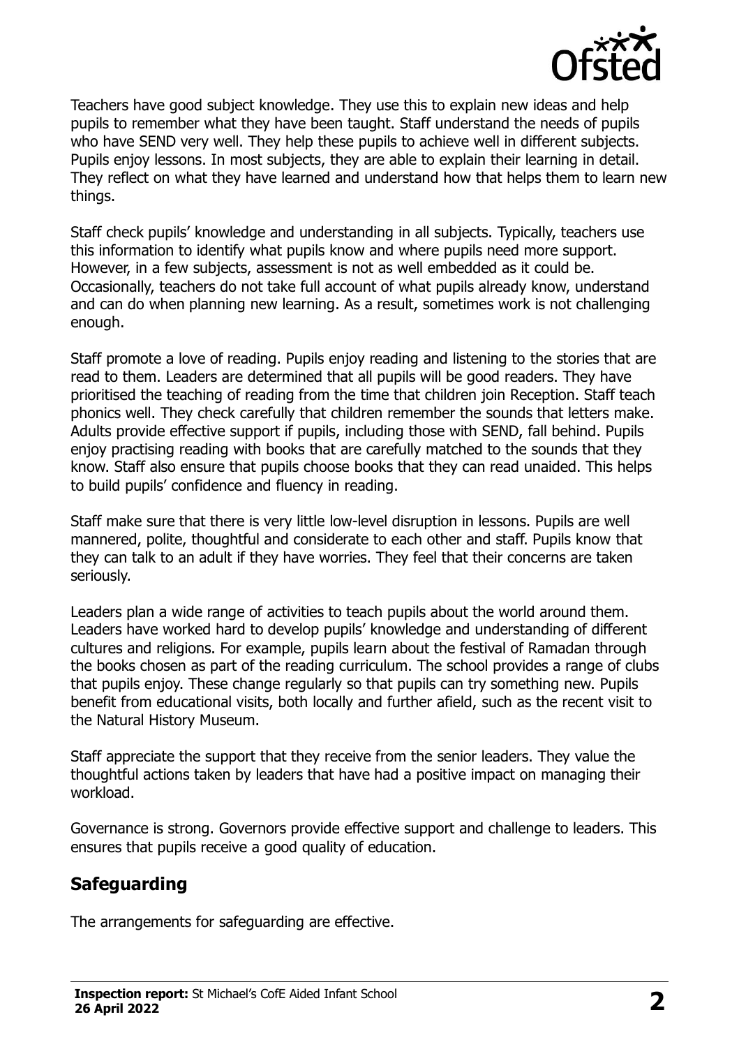Teachers have good subject knowledge. They use this to explain new ideas and help pupils to remember what they have been taught. Staff understand the needs of pupils who have SEND very well. They help these pupils to achieve well in different subjects. Pupils enjoy lessons. In most subjects, they are able to explain their learning in detail. They reflect on what they have learned and understand how that helps them to learn new things.

Staff check pupils' knowledge and understanding in all subjects. Typically, teachers use this information to identify what pupils know and where pupils need more support. However, in a few subjects, assessment is not as well embedded as it could be. Occasionally, teachers do not take full account of what pupils already know, understand and can do when planning new learning. As a result, sometimes work is not challenging enough.

Staff promote a love of reading. Pupils enjoy reading and listening to the stories that are read to them. Leaders are determined that all pupils will be good readers. They have prioritised the teaching of reading from the time that children join Reception. Staff teach phonics well. They check carefully that children remember the sounds that letters make. Adults provide effective support if pupils, including those with SEND, fall behind. Pupils enjoy practising reading with books that are carefully matched to the sounds that they know. Staff also ensure that pupils choose books that they can read unaided. This helps to build pupils' confidence and fluency in reading.

Staff make sure that there is very little low-level disruption in lessons. Pupils are well mannered, polite, thoughtful and considerate to each other and staff. Pupils know that they can talk to an adult if they have worries. They feel that their concerns are taken seriously.

Leaders plan a wide range of activities to teach pupils about the world around them. Leaders have worked hard to develop pupils' knowledge and understanding of different cultures and religions. For example, pupils learn about the festival of Ramadan through the books chosen as part of the reading curriculum. The school provides a range of clubs that pupils enjoy. These change regularly so that pupils can try something new. Pupils benefit from educational visits, both locally and further afield, such as the recent visit to the Natural History Museum.

Staff appreciate the support that they receive from the senior leaders. They value the thoughtful actions taken by leaders that have had a positive impact on managing their workload.

Governance is strong. Governors provide effective support and challenge to leaders. This ensures that pupils receive a good quality of education.

## Safeguarding

The arrangements for safeguarding are effective.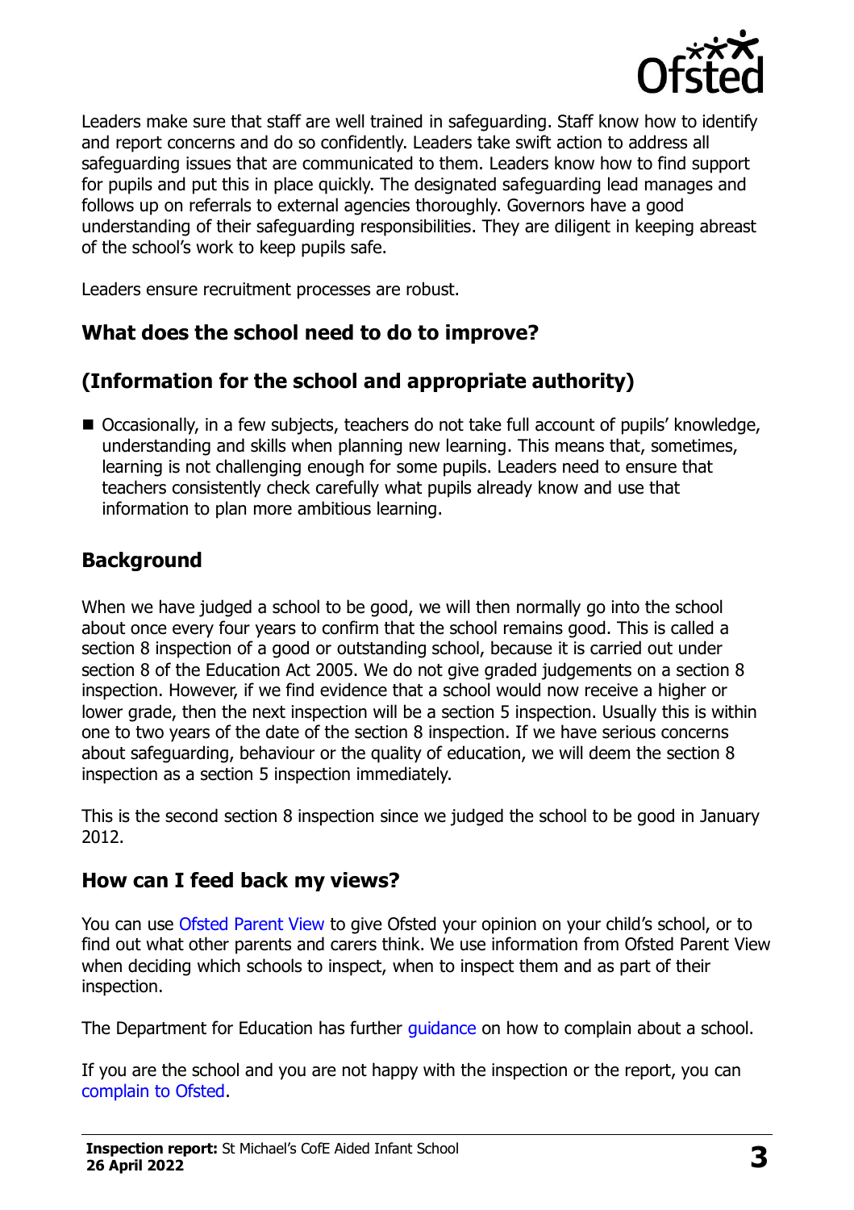Leaders make sure that staff are well trained in safeguarding. Staff know how to identify and report concerns and do so confidently. Leaders take swift action to address all safeguarding issues that are communicated to them. Leaders know how to find support for pupils and put this in place quickly. The designated safeguarding lead manages and follows up on referrals to external agencies thoroughly. Governors have a good understanding of their safeguarding responsibilities. They are diligent in keeping abreast of the school's work to keep pupils safe.

Leaders ensure recruitment processes are robust.

## What does the school need to do to improve?

## (Information for the school and appropriate authority)

- Occasionally, in a few subjects, teachers do not take full account of pupils' knowledge, understanding and skills when planning new learning. This means that, sometimes, learning is not challenging enough for some pupils. Leaders need to ensure that teachers consistently check carefully what pupils already know and use that information to plan more ambitious learning.

## Background

When we have judged a school to be good, we will then normally go into the school about once every four years to confirm that the school remains good. This is called a section 8 inspection of a good or outstanding school, because it is carried out under section 8 of the Education Act 2005. We do not give graded judgements on a section 8 inspection. However, if we find evidence that a school would now receive a higher or lower grade, then the next inspection will be a section 5 inspection. Usually this is within one to two years of the date of the section 8 inspection. If we have serious concerns about safeguarding, behaviour or the quality of education, we will deem the section 8 inspection as a section 5 inspection immediately.

This is the second section 8 inspection since we judged the school to be good in January 2012.

## How can I feed back my views?

You can use Ofsted Parent View to give Ofsted your opinion on your child's school, or to find out what other parents and carers think. We use information from Ofsted Parent View when deciding which schools to inspect, when to inspect them and as part of their inspection.

The Department for Education has further guidance on how to complain about a school.

If you are the school and you are not happy with the inspection or the report, you can complain to Ofsted.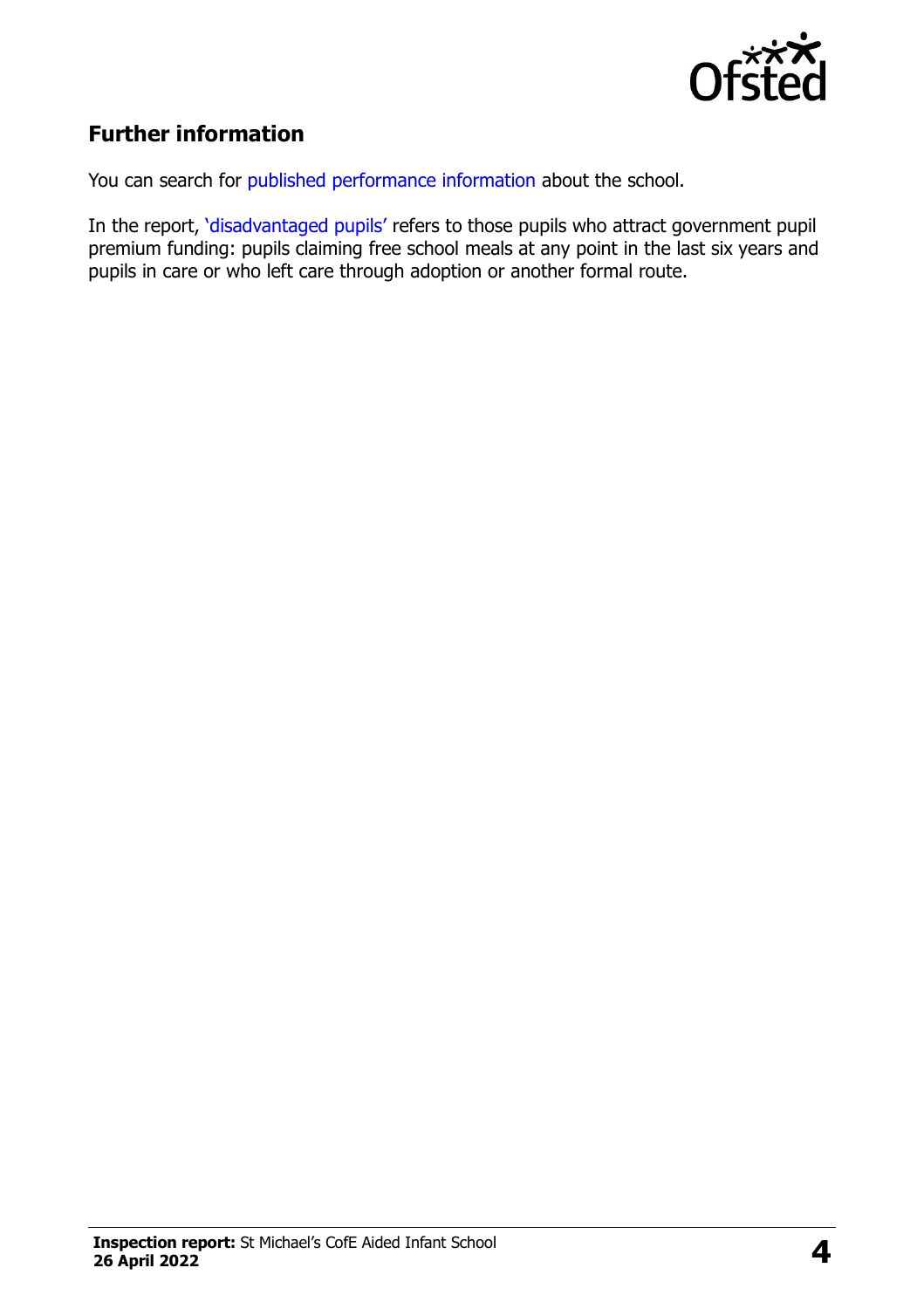## Further information

You can search for published performance information about the school.

In the report, 'disadvantaged pupils' refers to those pupils who attract government pupil premium funding: pupils claiming free school meals at any point in the last six years and pupils in care or who left care through adoption or another formal route.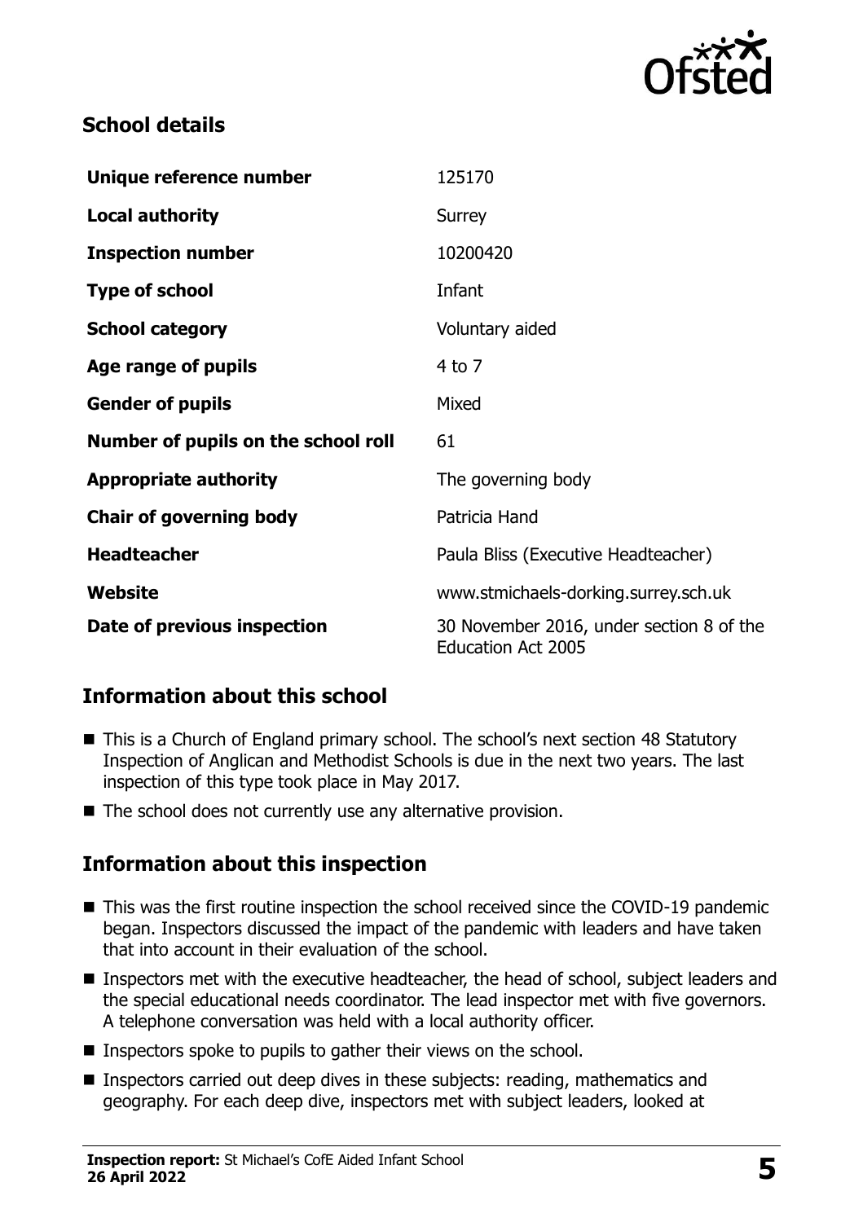## School details

| | |
|---|---|
| **Unique reference number** | 125170 |
| **Local authority** | Surrey |
| **Inspection number** | 10200420 |
| **Type of school** | Infant |
| **School category** | Voluntary aided |
| **Age range of pupils** | 4 to 7 |
| **Gender of pupils** | Mixed |
| **Number of pupils on the school roll** | 61 |
| **Appropriate authority** | The governing body |
| **Chair of governing body** | Patricia Hand |
| **Headteacher** | Paula Bliss (Executive Headteacher) |
| **Website** | www.stmichaels-dorking.surrey.sch.uk |
| **Date of previous inspection** | 30 November 2016, under section 8 of the Education Act 2005 |

## Information about this school

- This is a Church of England primary school. The school's next section 48 Statutory Inspection of Anglican and Methodist Schools is due in the next two years. The last inspection of this type took place in May 2017.
- The school does not currently use any alternative provision.

## Information about this inspection

- This was the first routine inspection the school received since the COVID-19 pandemic began. Inspectors discussed the impact of the pandemic with leaders and have taken that into account in their evaluation of the school.
- Inspectors met with the executive headteacher, the head of school, subject leaders and the special educational needs coordinator. The lead inspector met with five governors. A telephone conversation was held with a local authority officer.
- Inspectors spoke to pupils to gather their views on the school.
- Inspectors carried out deep dives in these subjects: reading, mathematics and geography. For each deep dive, inspectors met with subject leaders, looked at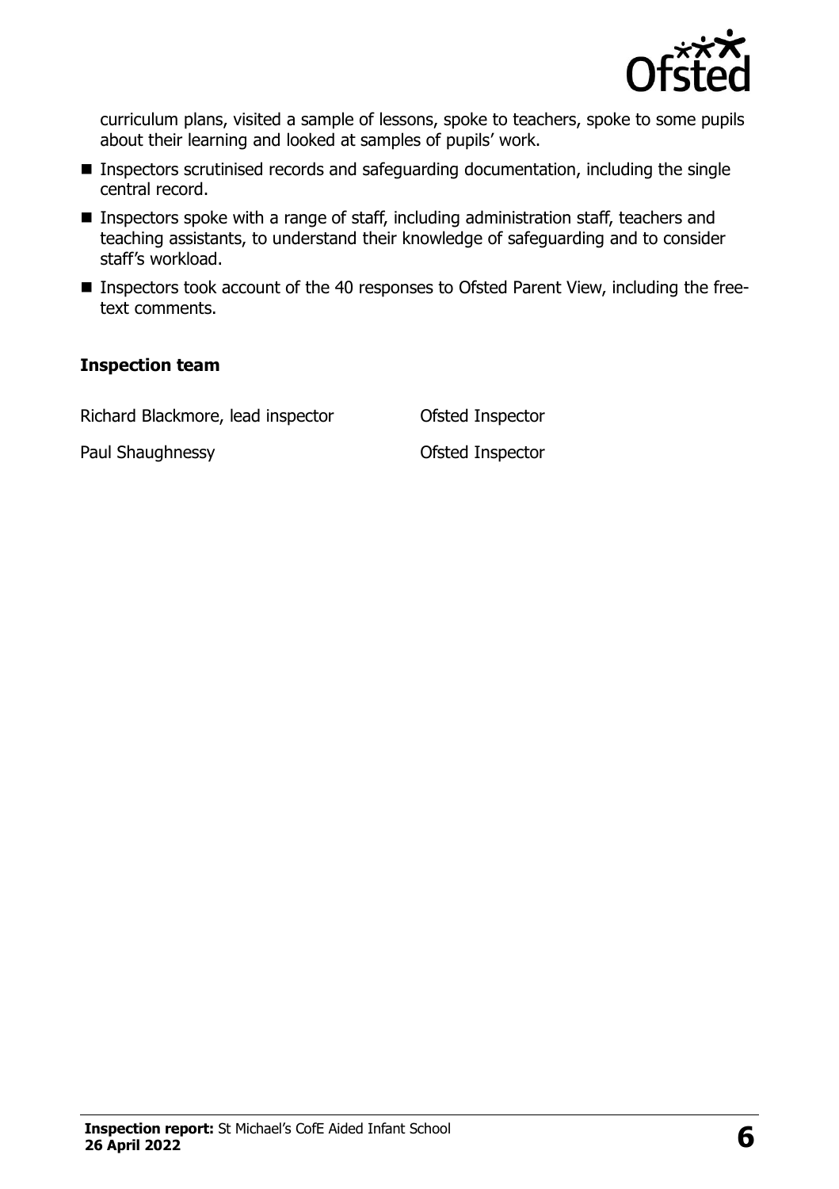curriculum plans, visited a sample of lessons, spoke to teachers, spoke to some pupils about their learning and looked at samples of pupils' work.

- Inspectors scrutinised records and safeguarding documentation, including the single central record.
- Inspectors spoke with a range of staff, including administration staff, teachers and teaching assistants, to understand their knowledge of safeguarding and to consider staff's workload.
- Inspectors took account of the 40 responses to Ofsted Parent View, including the free-text comments.

### Inspection team

| | |
|---|---|
| Richard Blackmore, lead inspector | Ofsted Inspector |
| Paul Shaughnessy | Ofsted Inspector |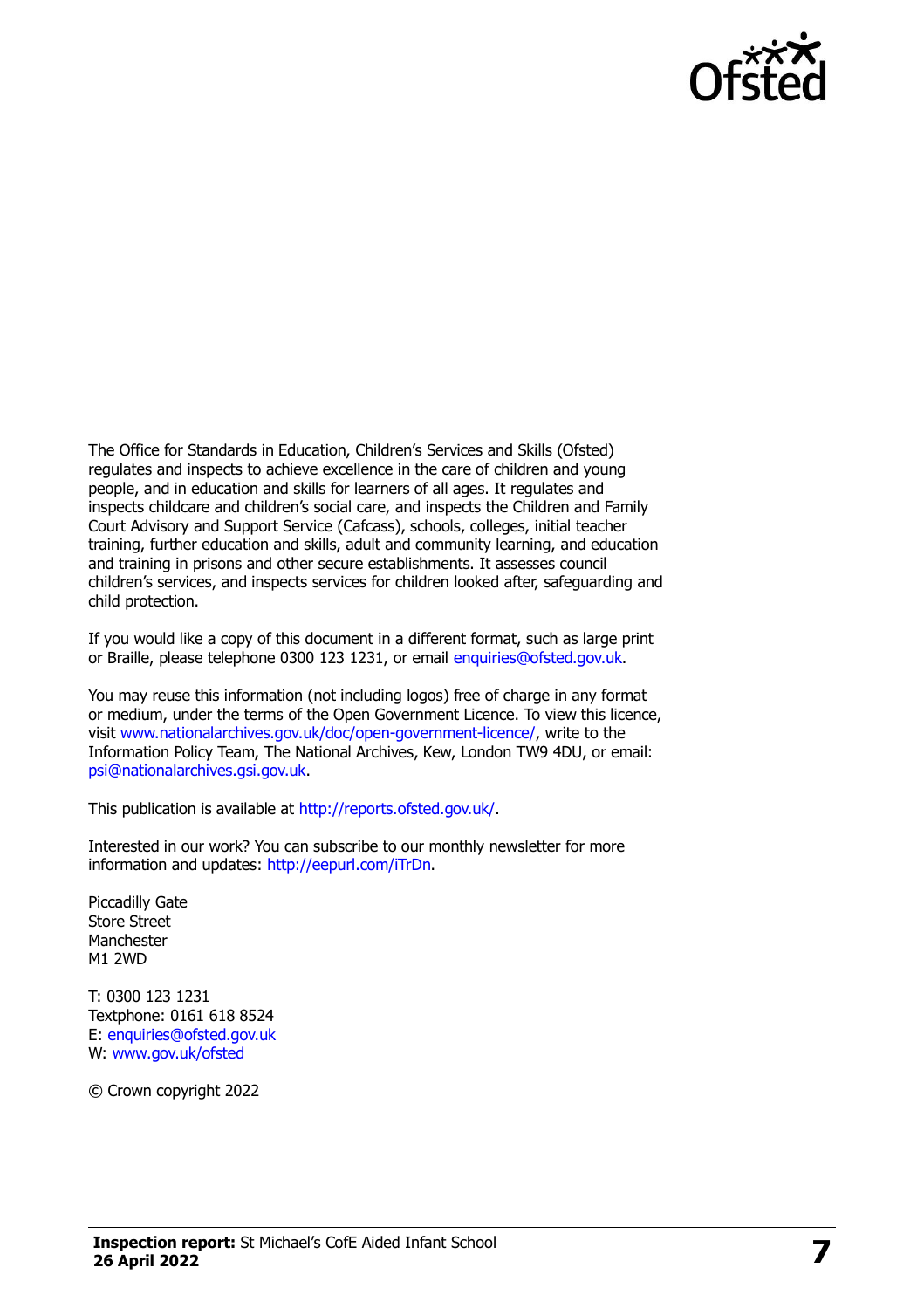The Office for Standards in Education, Children's Services and Skills (Ofsted) regulates and inspects to achieve excellence in the care of children and young people, and in education and skills for learners of all ages. It regulates and inspects childcare and children's social care, and inspects the Children and Family Court Advisory and Support Service (Cafcass), schools, colleges, initial teacher training, further education and skills, adult and community learning, and education and training in prisons and other secure establishments. It assesses council children's services, and inspects services for children looked after, safeguarding and child protection.

If you would like a copy of this document in a different format, such as large print or Braille, please telephone 0300 123 1231, or email enquiries@ofsted.gov.uk.

You may reuse this information (not including logos) free of charge in any format or medium, under the terms of the Open Government Licence. To view this licence, visit www.nationalarchives.gov.uk/doc/open-government-licence/, write to the Information Policy Team, The National Archives, Kew, London TW9 4DU, or email: psi@nationalarchives.gsi.gov.uk.

This publication is available at http://reports.ofsted.gov.uk/.

Interested in our work? You can subscribe to our monthly newsletter for more information and updates: http://eepurl.com/iTrDn.

Piccadilly Gate
Store Street
Manchester
M1 2WD

T: 0300 123 1231
Textphone: 0161 618 8524
E: enquiries@ofsted.gov.uk
W: www.gov.uk/ofsted

© Crown copyright 2022